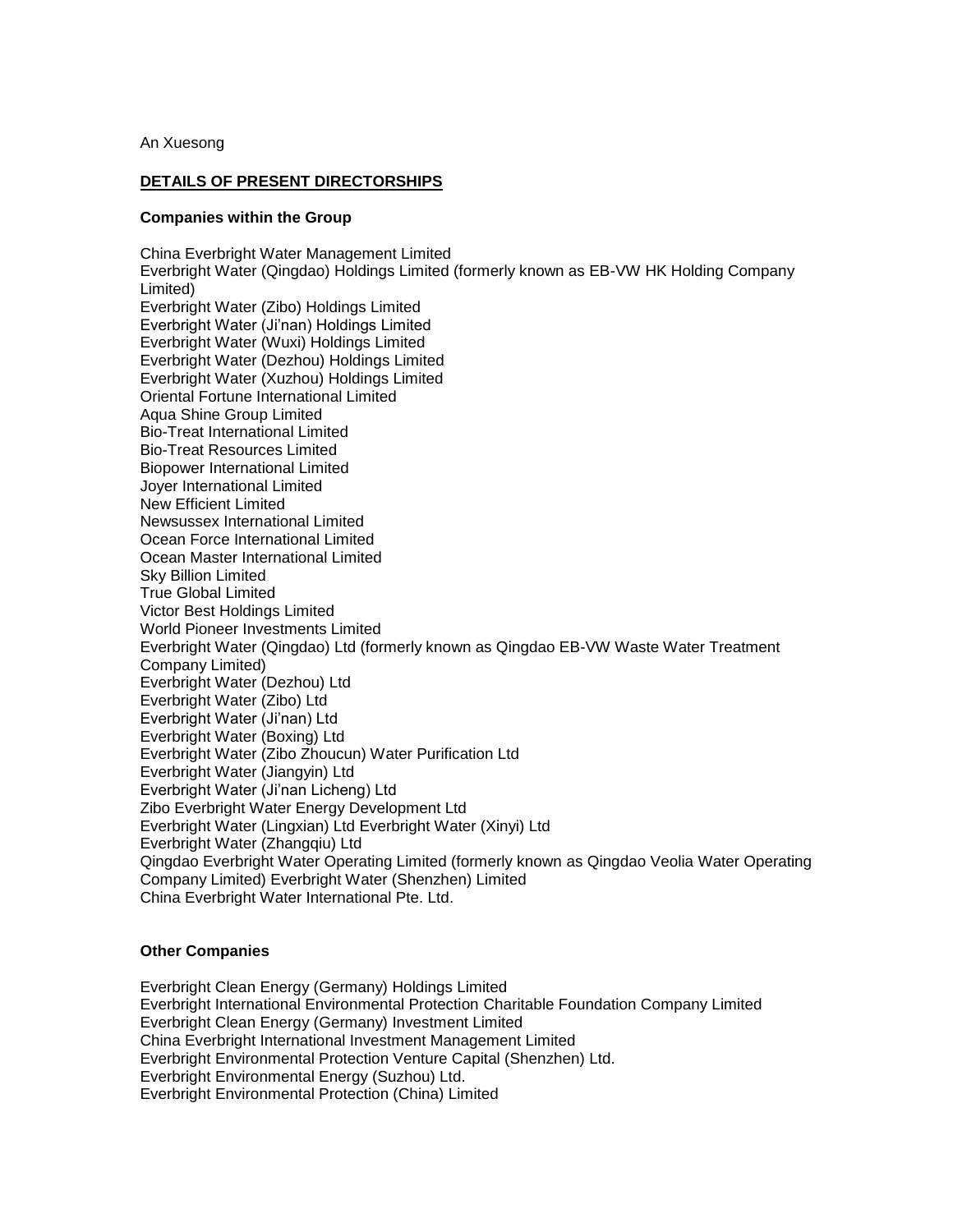An Xuesong

## DETAILS OF PRESENT DIRECTORSHIPS

### Companies within the Group

China Everbright Water Management Limited
Everbright Water (Qingdao) Holdings Limited (formerly known as EB-VW HK Holding Company Limited)
Everbright Water (Zibo) Holdings Limited
Everbright Water (Ji'nan) Holdings Limited
Everbright Water (Wuxi) Holdings Limited
Everbright Water (Dezhou) Holdings Limited
Everbright Water (Xuzhou) Holdings Limited
Oriental Fortune International Limited
Aqua Shine Group Limited
Bio-Treat International Limited
Bio-Treat Resources Limited
Biopower International Limited
Joyer International Limited
New Efficient Limited
Newsussex International Limited
Ocean Force International Limited
Ocean Master International Limited
Sky Billion Limited
True Global Limited
Victor Best Holdings Limited
World Pioneer Investments Limited
Everbright Water (Qingdao) Ltd (formerly known as Qingdao EB-VW Waste Water Treatment Company Limited)
Everbright Water (Dezhou) Ltd
Everbright Water (Zibo) Ltd
Everbright Water (Ji'nan) Ltd
Everbright Water (Boxing) Ltd
Everbright Water (Zibo Zhoucun) Water Purification Ltd
Everbright Water (Jiangyin) Ltd
Everbright Water (Ji'nan Licheng) Ltd
Zibo Everbright Water Energy Development Ltd
Everbright Water (Lingxian) Ltd Everbright Water (Xinyi) Ltd
Everbright Water (Zhangqiu) Ltd
Qingdao Everbright Water Operating Limited (formerly known as Qingdao Veolia Water Operating Company Limited) Everbright Water (Shenzhen) Limited
China Everbright Water International Pte. Ltd.

### Other Companies

Everbright Clean Energy (Germany) Holdings Limited
Everbright International Environmental Protection Charitable Foundation Company Limited
Everbright Clean Energy (Germany) Investment Limited
China Everbright International Investment Management Limited
Everbright Environmental Protection Venture Capital (Shenzhen) Ltd.
Everbright Environmental Energy (Suzhou) Ltd.
Everbright Environmental Protection (China) Limited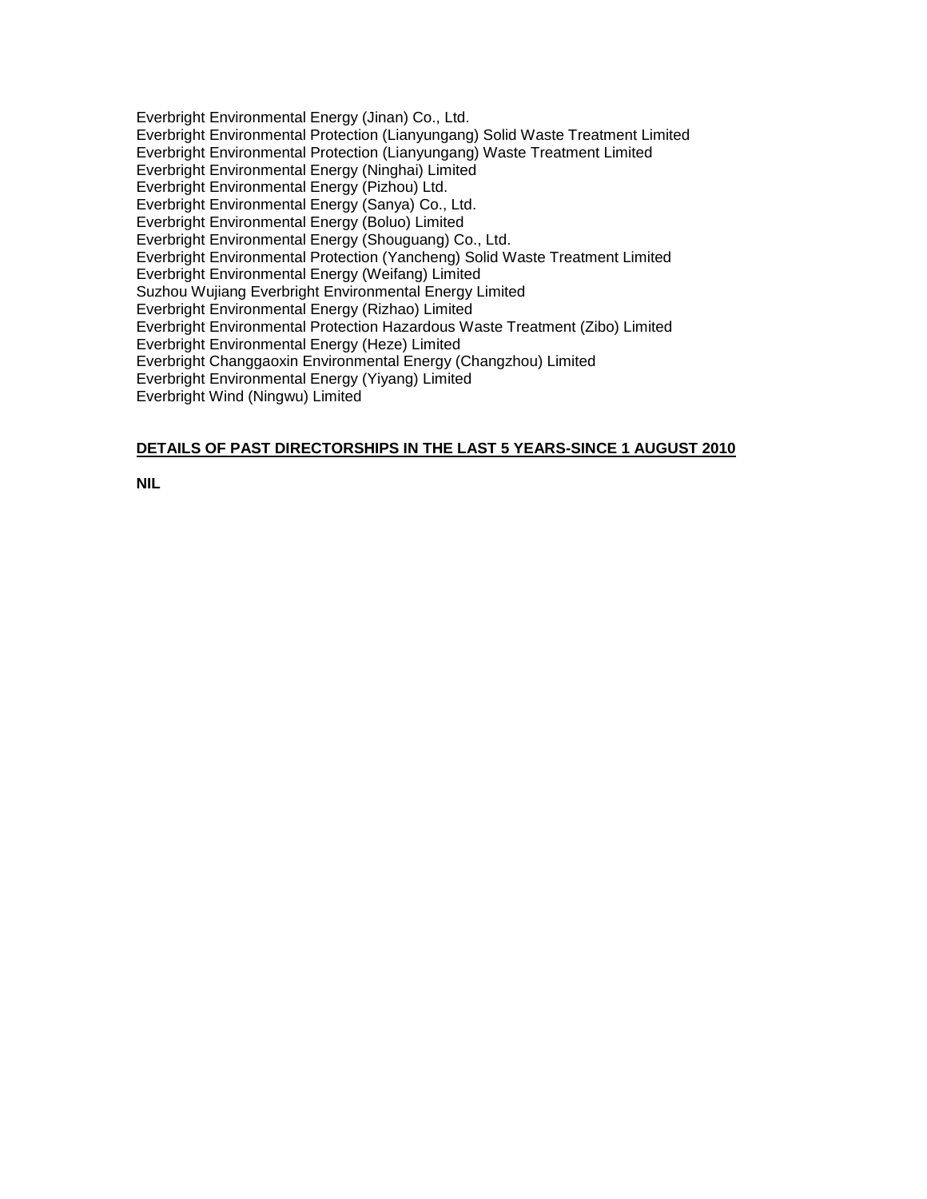Everbright Environmental Energy (Jinan) Co., Ltd.
Everbright Environmental Protection (Lianyungang) Solid Waste Treatment Limited
Everbright Environmental Protection (Lianyungang) Waste Treatment Limited
Everbright Environmental Energy (Ninghai) Limited
Everbright Environmental Energy (Pizhou) Ltd.
Everbright Environmental Energy (Sanya) Co., Ltd.
Everbright Environmental Energy (Boluo) Limited
Everbright Environmental Energy (Shouguang) Co., Ltd.
Everbright Environmental Protection (Yancheng) Solid Waste Treatment Limited
Everbright Environmental Energy (Weifang) Limited
Suzhou Wujiang Everbright Environmental Energy Limited
Everbright Environmental Energy (Rizhao) Limited
Everbright Environmental Protection Hazardous Waste Treatment (Zibo) Limited
Everbright Environmental Energy (Heze) Limited
Everbright Changgaoxin Environmental Energy (Changzhou) Limited
Everbright Environmental Energy (Yiyang) Limited
Everbright Wind (Ningwu) Limited

**DETAILS OF PAST DIRECTORSHIPS IN THE LAST 5 YEARS-SINCE 1 AUGUST 2010**

**NIL**